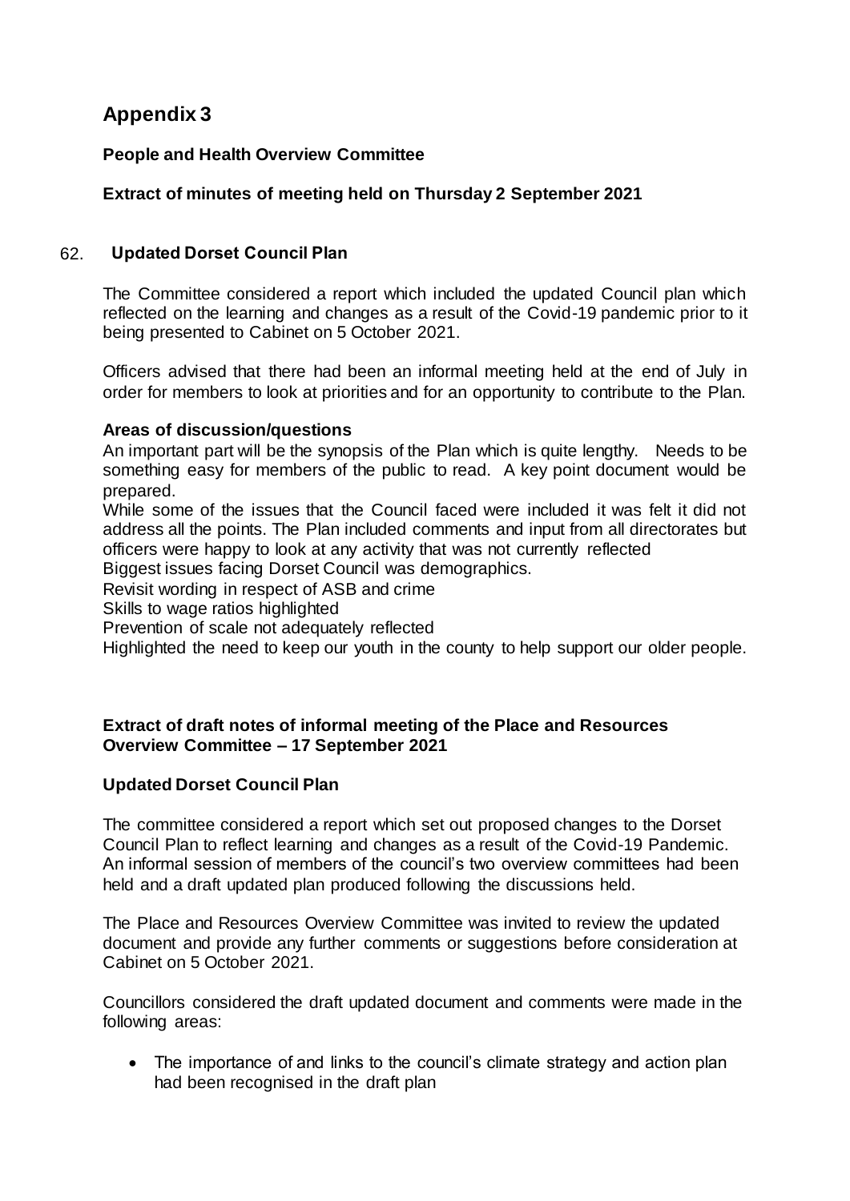# Appendix 3

**People and Health Overview Committee**

**Extract of minutes of meeting held on Thursday 2 September 2021**

## 62. Updated Dorset Council Plan

The Committee considered a report which included the updated Council plan which reflected on the learning and changes as a result of the Covid-19 pandemic prior to it being presented to Cabinet on 5 October 2021.

Officers advised that there had been an informal meeting held at the end of July in order for members to look at priorities and for an opportunity to contribute to the Plan.

**Areas of discussion/questions**

An important part will be the synopsis of the Plan which is quite lengthy. Needs to be something easy for members of the public to read. A key point document would be prepared.

While some of the issues that the Council faced were included it was felt it did not address all the points. The Plan included comments and input from all directorates but officers were happy to look at any activity that was not currently reflected

Biggest issues facing Dorset Council was demographics.

Revisit wording in respect of ASB and crime

Skills to wage ratios highlighted

Prevention of scale not adequately reflected

Highlighted the need to keep our youth in the county to help support our older people.

**Extract of draft notes of informal meeting of the Place and Resources Overview Committee – 17 September 2021**

**Updated Dorset Council Plan**

The committee considered a report which set out proposed changes to the Dorset Council Plan to reflect learning and changes as a result of the Covid-19 Pandemic. An informal session of members of the council's two overview committees had been held and a draft updated plan produced following the discussions held.

The Place and Resources Overview Committee was invited to review the updated document and provide any further comments or suggestions before consideration at Cabinet on 5 October 2021.

Councillors considered the draft updated document and comments were made in the following areas:

- The importance of and links to the council's climate strategy and action plan had been recognised in the draft plan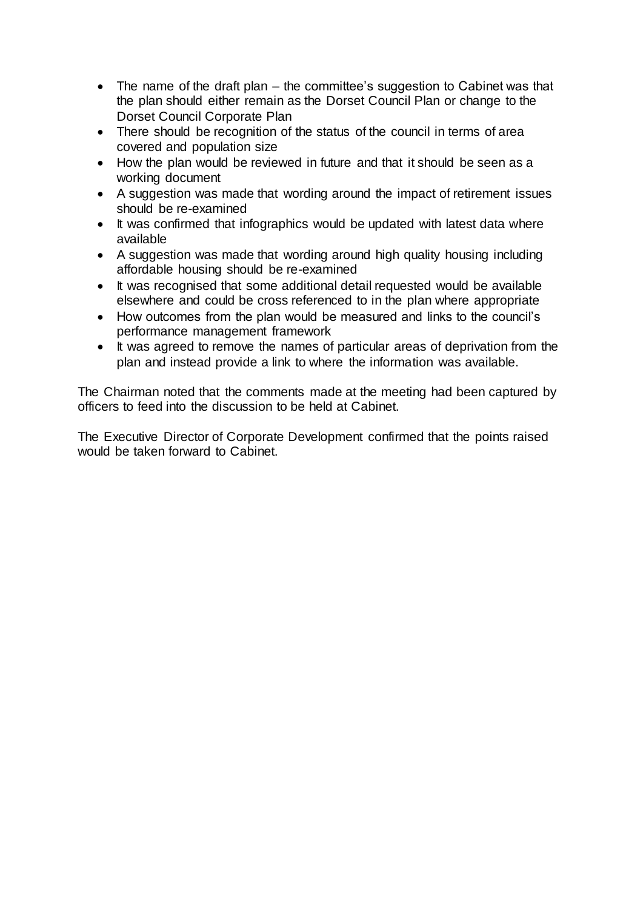- The name of the draft plan – the committee's suggestion to Cabinet was that the plan should either remain as the Dorset Council Plan or change to the Dorset Council Corporate Plan
- There should be recognition of the status of the council in terms of area covered and population size
- How the plan would be reviewed in future and that it should be seen as a working document
- A suggestion was made that wording around the impact of retirement issues should be re-examined
- It was confirmed that infographics would be updated with latest data where available
- A suggestion was made that wording around high quality housing including affordable housing should be re-examined
- It was recognised that some additional detail requested would be available elsewhere and could be cross referenced to in the plan where appropriate
- How outcomes from the plan would be measured and links to the council's performance management framework
- It was agreed to remove the names of particular areas of deprivation from the plan and instead provide a link to where the information was available.

The Chairman noted that the comments made at the meeting had been captured by officers to feed into the discussion to be held at Cabinet.

The Executive Director of Corporate Development confirmed that the points raised would be taken forward to Cabinet.